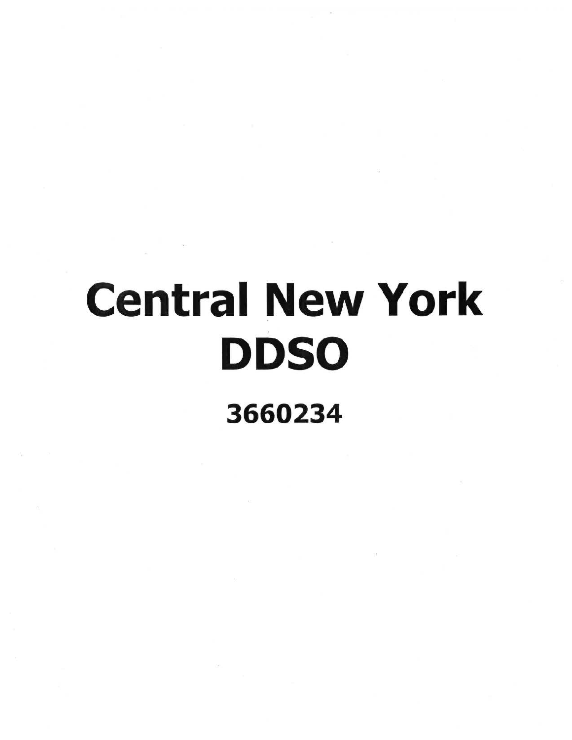# Central New York DDSO

**3660234**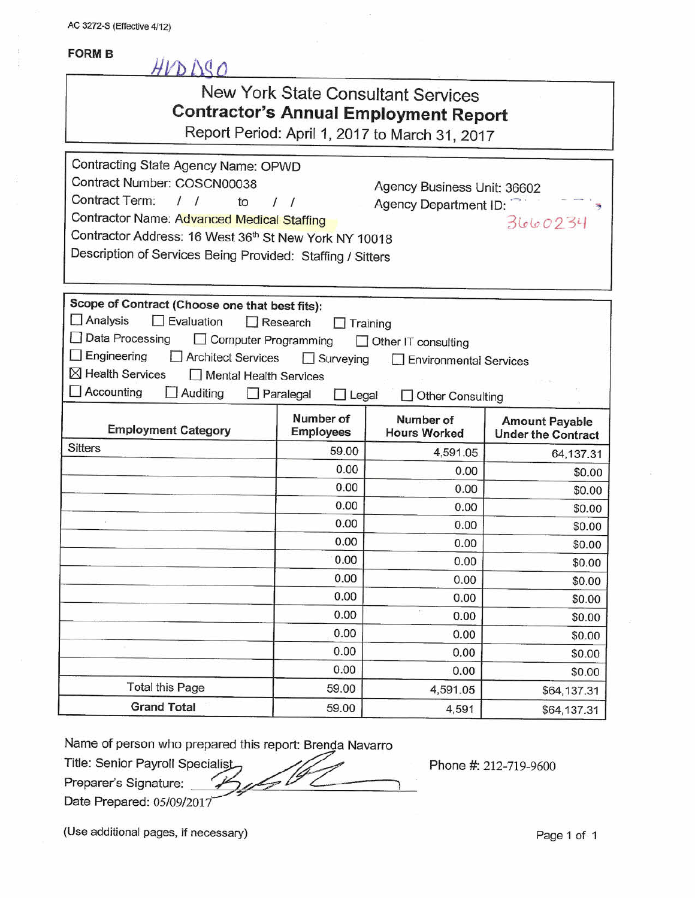AC 3272-S (Effective 4/12)

**FORM B**

HVDDSO

# New York State Consultant Services
## Contractor's Annual Employment Report
Report Period: April 1, 2017 to March 31, 2017

Contracting State Agency Name: OPWD
Contract Number: COSCN00038
Agency Business Unit: 36602
Contract Term: / / to / /
Agency Department ID: 3660234
Contractor Name: Advanced Medical Staffing
Contractor Address: 16 West 36th St New York NY 10018
Description of Services Being Provided: Staffing / Sitters

**Scope of Contract (Choose one that best fits):**

- ☐ Analysis ☐ Evaluation ☐ Research ☐ Training
- ☐ Data Processing ☐ Computer Programming ☐ Other IT consulting
- ☐ Engineering ☐ Architect Services ☐ Surveying ☐ Environmental Services
- ☒ Health Services ☐ Mental Health Services
- ☐ Accounting ☐ Auditing ☐ Paralegal ☐ Legal ☐ Other Consulting

| Employment Category | Number of Employees | Number of Hours Worked | Amount Payable Under the Contract |
|---|---|---|---|
| Sitters | 59.00 | 4,591.05 | 64,137.31 |
| | 0.00 | 0.00 | $0.00 |
| | 0.00 | 0.00 | $0.00 |
| | 0.00 | 0.00 | $0.00 |
| | 0.00 | 0.00 | $0.00 |
| | 0.00 | 0.00 | $0.00 |
| | 0.00 | 0.00 | $0.00 |
| | 0.00 | 0.00 | $0.00 |
| | 0.00 | 0.00 | $0.00 |
| | 0.00 | 0.00 | $0.00 |
| | 0.00 | 0.00 | $0.00 |
| | 0.00 | 0.00 | $0.00 |
| | 0.00 | 0.00 | $0.00 |
| Total this Page | 59.00 | 4,591.05 | $64,137.31 |
| **Grand Total** | 59.00 | 4,591 | $64,137.31 |

Name of person who prepared this report: Brenda Navarro
Title: Senior Payroll Specialist
Preparer's Signature: [signature]
Date Prepared: 05/09/2017

Phone #: 212-719-9600

(Use additional pages, if necessary)